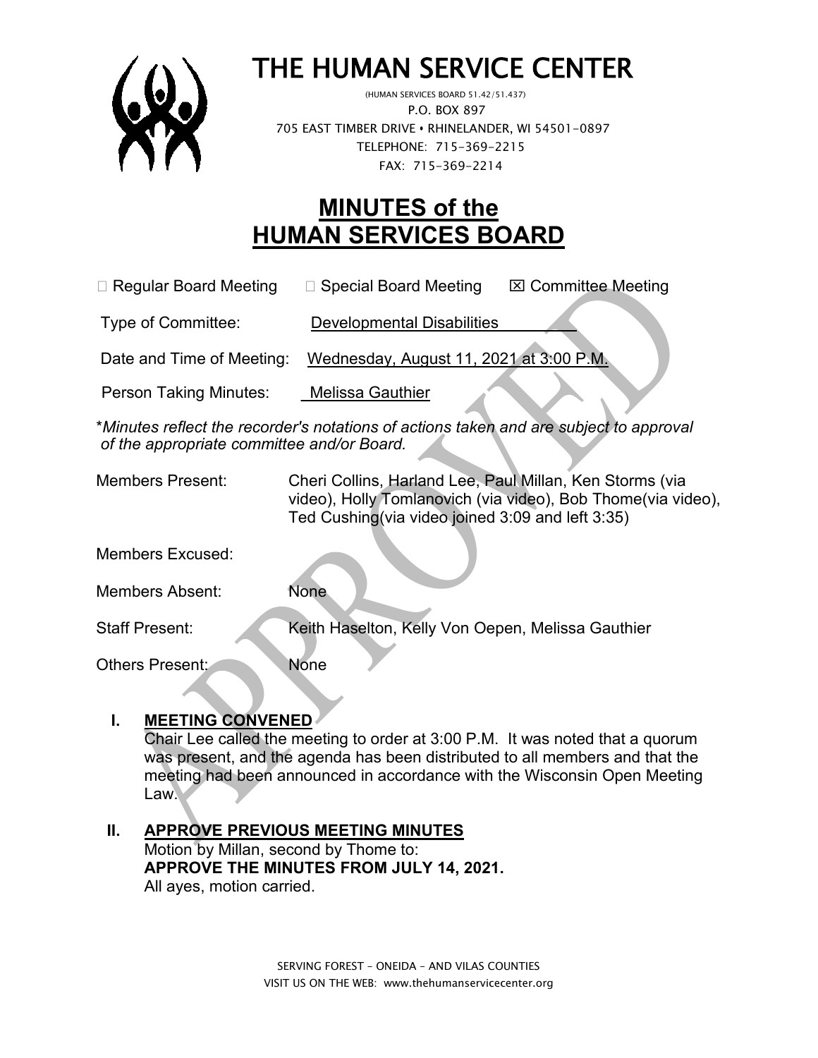# THE HUMAN SERVICE CENTER

(HUMAN SERVICES BOARD 51.42/51.437)
P.O. BOX 897
705 EAST TIMBER DRIVE • RHINELANDER, WI 54501-0897
TELEPHONE: 715-369-2215
FAX: 715-369-2214

## MINUTES of the HUMAN SERVICES BOARD

☐ Regular Board Meeting ☐ Special Board Meeting ☒ Committee Meeting

Type of Committee: Developmental Disabilities

Date and Time of Meeting: Wednesday, August 11, 2021 at 3:00 P.M.

Person Taking Minutes: Melissa Gauthier

*\*Minutes reflect the recorder's notations of actions taken and are subject to approval of the appropriate committee and/or Board.*

Members Present: Cheri Collins, Harland Lee, Paul Millan, Ken Storms (via video), Holly Tomlanovich (via video), Bob Thome(via video), Ted Cushing(via video joined 3:09 and left 3:35)

Members Excused:

Members Absent: None

Staff Present: Keith Haselton, Kelly Von Oepen, Melissa Gauthier

Others Present: None

**I. MEETING CONVENED**

Chair Lee called the meeting to order at 3:00 P.M. It was noted that a quorum was present, and the agenda has been distributed to all members and that the meeting had been announced in accordance with the Wisconsin Open Meeting Law.

**II. APPROVE PREVIOUS MEETING MINUTES**

Motion by Millan, second by Thome to:
**APPROVE THE MINUTES FROM JULY 14, 2021.**
All ayes, motion carried.

SERVING FOREST – ONEIDA – AND VILAS COUNTIES
VISIT US ON THE WEB: www.thehumanservicecenter.org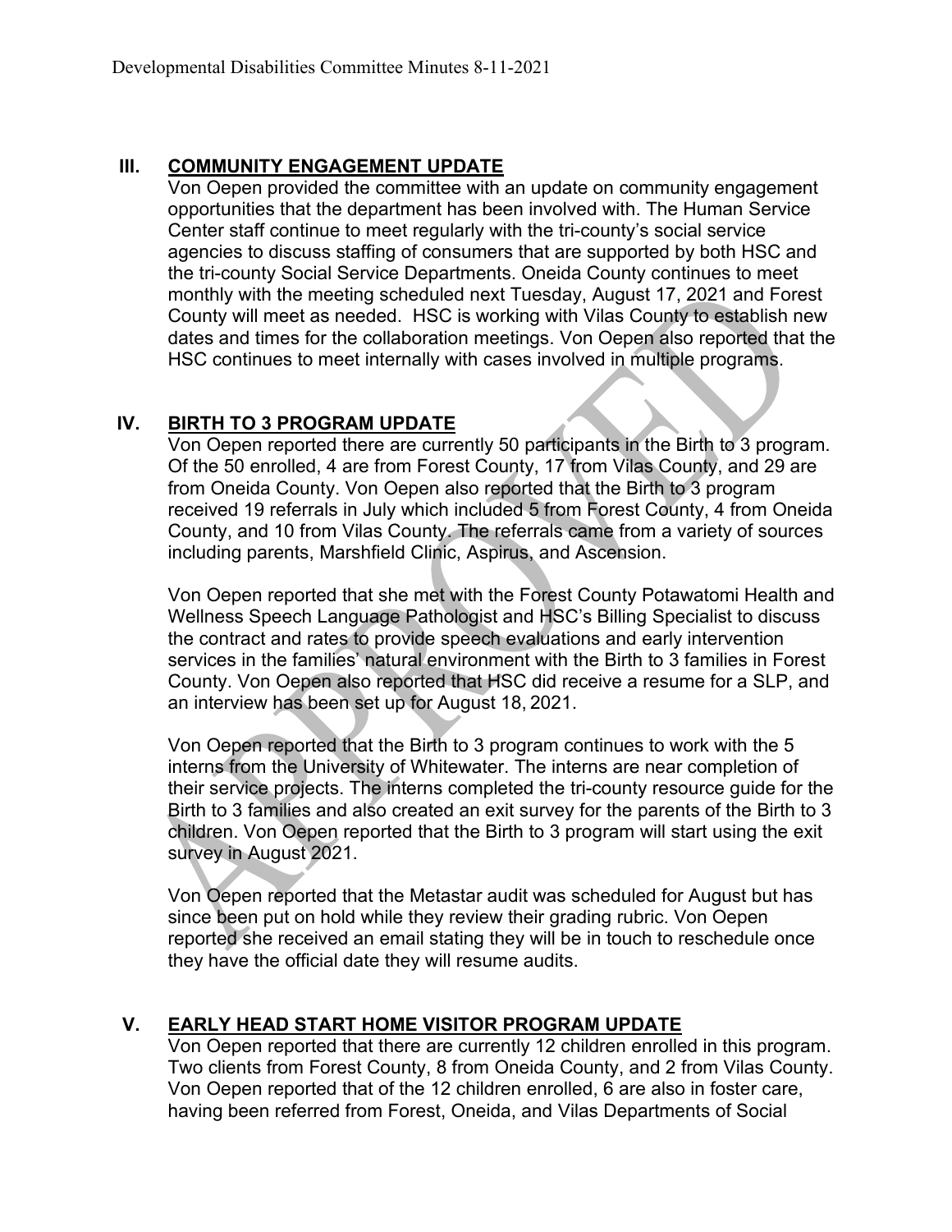## III. COMMUNITY ENGAGEMENT UPDATE

Von Oepen provided the committee with an update on community engagement opportunities that the department has been involved with. The Human Service Center staff continue to meet regularly with the tri-county's social service agencies to discuss staffing of consumers that are supported by both HSC and the tri-county Social Service Departments. Oneida County continues to meet monthly with the meeting scheduled next Tuesday, August 17, 2021 and Forest County will meet as needed. HSC is working with Vilas County to establish new dates and times for the collaboration meetings. Von Oepen also reported that the HSC continues to meet internally with cases involved in multiple programs.

## IV. BIRTH TO 3 PROGRAM UPDATE

Von Oepen reported there are currently 50 participants in the Birth to 3 program. Of the 50 enrolled, 4 are from Forest County, 17 from Vilas County, and 29 are from Oneida County. Von Oepen also reported that the Birth to 3 program received 19 referrals in July which included 5 from Forest County, 4 from Oneida County, and 10 from Vilas County. The referrals came from a variety of sources including parents, Marshfield Clinic, Aspirus, and Ascension.

Von Oepen reported that she met with the Forest County Potawatomi Health and Wellness Speech Language Pathologist and HSC's Billing Specialist to discuss the contract and rates to provide speech evaluations and early intervention services in the families' natural environment with the Birth to 3 families in Forest County. Von Oepen also reported that HSC did receive a resume for a SLP, and an interview has been set up for August 18, 2021.

Von Oepen reported that the Birth to 3 program continues to work with the 5 interns from the University of Whitewater. The interns are near completion of their service projects. The interns completed the tri-county resource guide for the Birth to 3 families and also created an exit survey for the parents of the Birth to 3 children. Von Oepen reported that the Birth to 3 program will start using the exit survey in August 2021.

Von Oepen reported that the Metastar audit was scheduled for August but has since been put on hold while they review their grading rubric. Von Oepen reported she received an email stating they will be in touch to reschedule once they have the official date they will resume audits.

## V. EARLY HEAD START HOME VISITOR PROGRAM UPDATE

Von Oepen reported that there are currently 12 children enrolled in this program. Two clients from Forest County, 8 from Oneida County, and 2 from Vilas County. Von Oepen reported that of the 12 children enrolled, 6 are also in foster care, having been referred from Forest, Oneida, and Vilas Departments of Social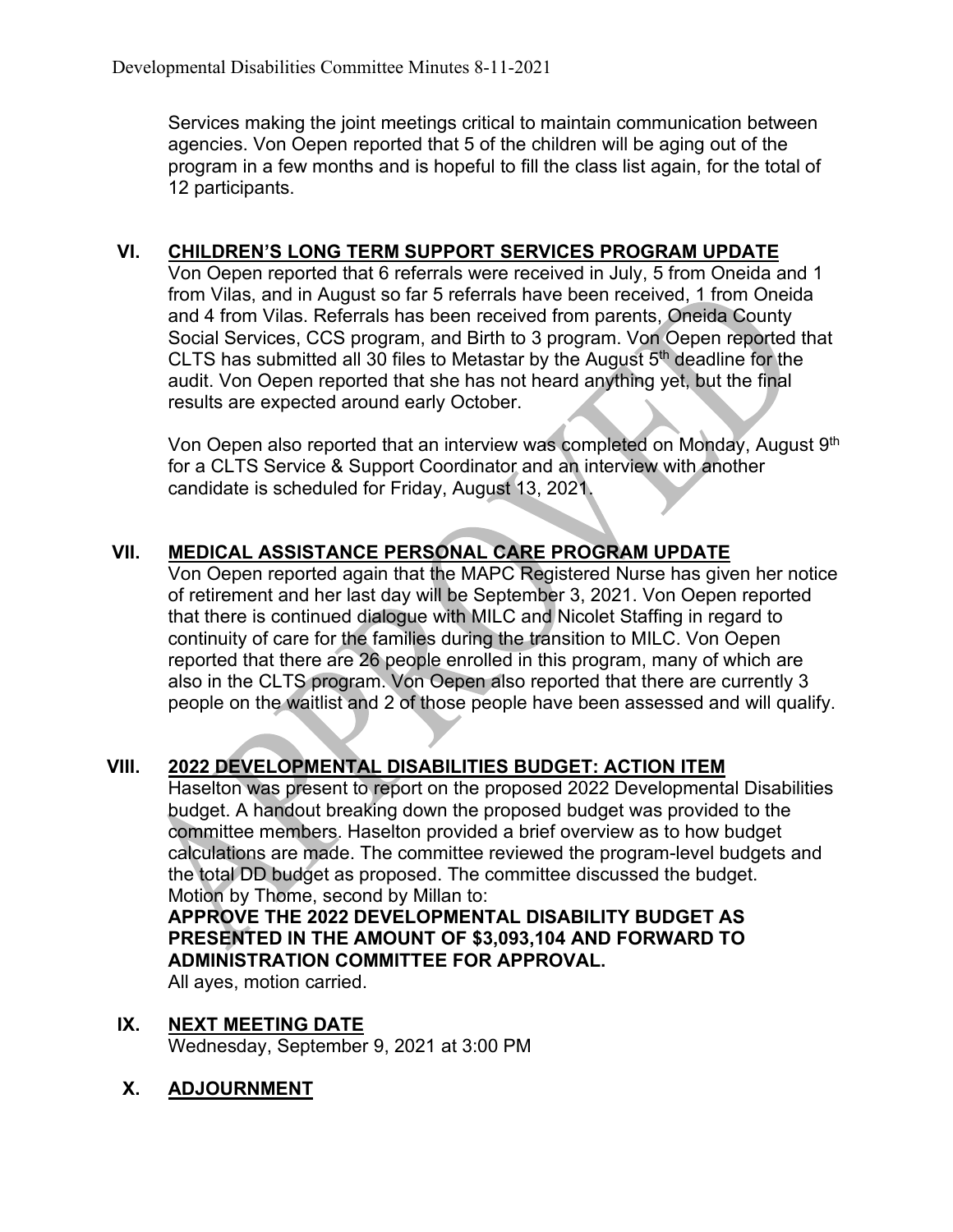Services making the joint meetings critical to maintain communication between agencies. Von Oepen reported that 5 of the children will be aging out of the program in a few months and is hopeful to fill the class list again, for the total of 12 participants.

## VI. CHILDREN'S LONG TERM SUPPORT SERVICES PROGRAM UPDATE

Von Oepen reported that 6 referrals were received in July, 5 from Oneida and 1 from Vilas, and in August so far 5 referrals have been received, 1 from Oneida and 4 from Vilas. Referrals has been received from parents, Oneida County Social Services, CCS program, and Birth to 3 program. Von Oepen reported that CLTS has submitted all 30 files to Metastar by the August 5th deadline for the audit. Von Oepen reported that she has not heard anything yet, but the final results are expected around early October.

Von Oepen also reported that an interview was completed on Monday, August 9th for a CLTS Service & Support Coordinator and an interview with another candidate is scheduled for Friday, August 13, 2021.

## VII. MEDICAL ASSISTANCE PERSONAL CARE PROGRAM UPDATE

Von Oepen reported again that the MAPC Registered Nurse has given her notice of retirement and her last day will be September 3, 2021. Von Oepen reported that there is continued dialogue with MILC and Nicolet Staffing in regard to continuity of care for the families during the transition to MILC. Von Oepen reported that there are 26 people enrolled in this program, many of which are also in the CLTS program. Von Oepen also reported that there are currently 3 people on the waitlist and 2 of those people have been assessed and will qualify.

## VIII. 2022 DEVELOPMENTAL DISABILITIES BUDGET: ACTION ITEM

Haselton was present to report on the proposed 2022 Developmental Disabilities budget. A handout breaking down the proposed budget was provided to the committee members. Haselton provided a brief overview as to how budget calculations are made. The committee reviewed the program-level budgets and the total DD budget as proposed. The committee discussed the budget.
Motion by Thome, second by Millan to:

**APPROVE THE 2022 DEVELOPMENTAL DISABILITY BUDGET AS PRESENTED IN THE AMOUNT OF $3,093,104 AND FORWARD TO ADMINISTRATION COMMITTEE FOR APPROVAL.**

All ayes, motion carried.

## IX. NEXT MEETING DATE

Wednesday, September 9, 2021 at 3:00 PM

## X. ADJOURNMENT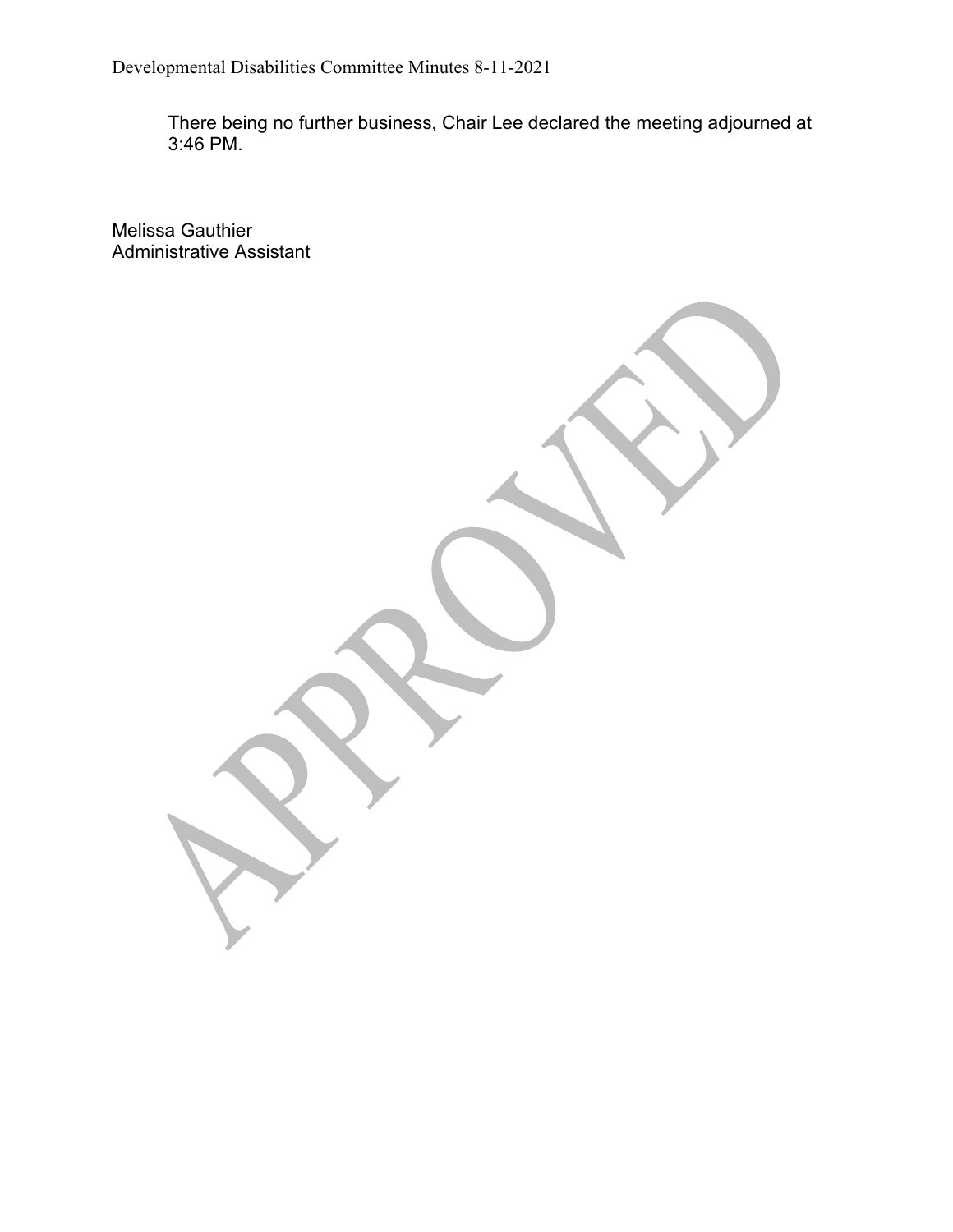There being no further business, Chair Lee declared the meeting adjourned at 3:46 PM.

Melissa Gauthier
Administrative Assistant

APPROVED